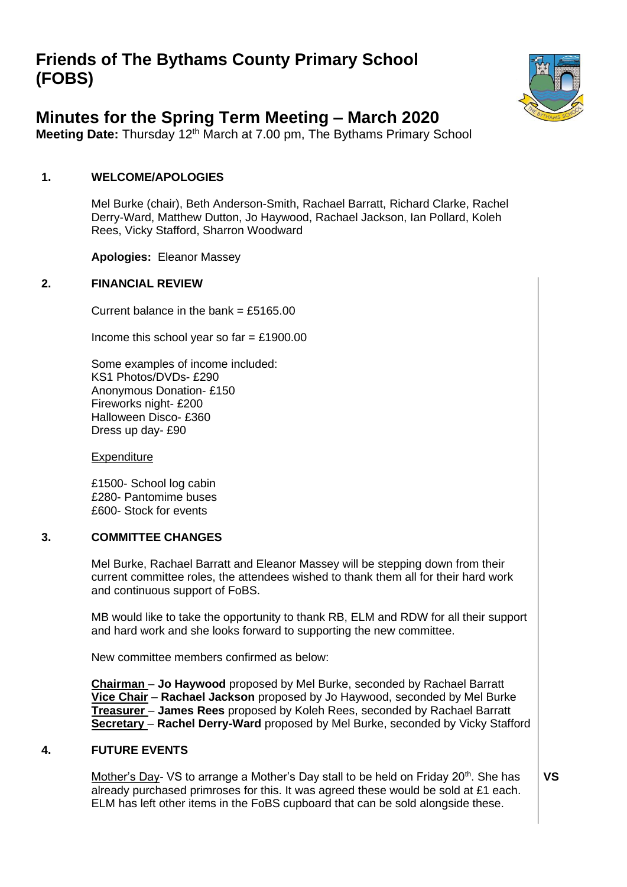# Friends of The Bythams County Primary School (FOBS)

## Minutes for the Spring Term Meeting – March 2020

**Meeting Date:** Thursday 12th March at 7.00 pm, The Bythams Primary School

### 1. WELCOME/APOLOGIES

Mel Burke (chair), Beth Anderson-Smith, Rachael Barratt, Richard Clarke, Rachel Derry-Ward, Matthew Dutton, Jo Haywood, Rachael Jackson, Ian Pollard, Koleh Rees, Vicky Stafford, Sharron Woodward

**Apologies:** Eleanor Massey

### 2. FINANCIAL REVIEW

Current balance in the bank = £5165.00

Income this school year so far = £1900.00

Some examples of income included:
KS1 Photos/DVDs- £290
Anonymous Donation- £150
Fireworks night- £200
Halloween Disco- £360
Dress up day- £90

Expenditure

£1500- School log cabin
£280- Pantomime buses
£600- Stock for events

### 3. COMMITTEE CHANGES

Mel Burke, Rachael Barratt and Eleanor Massey will be stepping down from their current committee roles, the attendees wished to thank them all for their hard work and continuous support of FoBS.

MB would like to take the opportunity to thank RB, ELM and RDW for all their support and hard work and she looks forward to supporting the new committee.

New committee members confirmed as below:

**Chairman** – **Jo Haywood** proposed by Mel Burke, seconded by Rachael Barratt
**Vice Chair** – **Rachael Jackson** proposed by Jo Haywood, seconded by Mel Burke
**Treasurer** – **James Rees** proposed by Koleh Rees, seconded by Rachael Barratt
**Secretary** – **Rachel Derry-Ward** proposed by Mel Burke, seconded by Vicky Stafford

### 4. FUTURE EVENTS

Mother's Day- VS to arrange a Mother's Day stall to be held on Friday 20th. She has already purchased primroses for this. It was agreed these would be sold at £1 each. ELM has left other items in the FoBS cupboard that can be sold alongside these. **VS**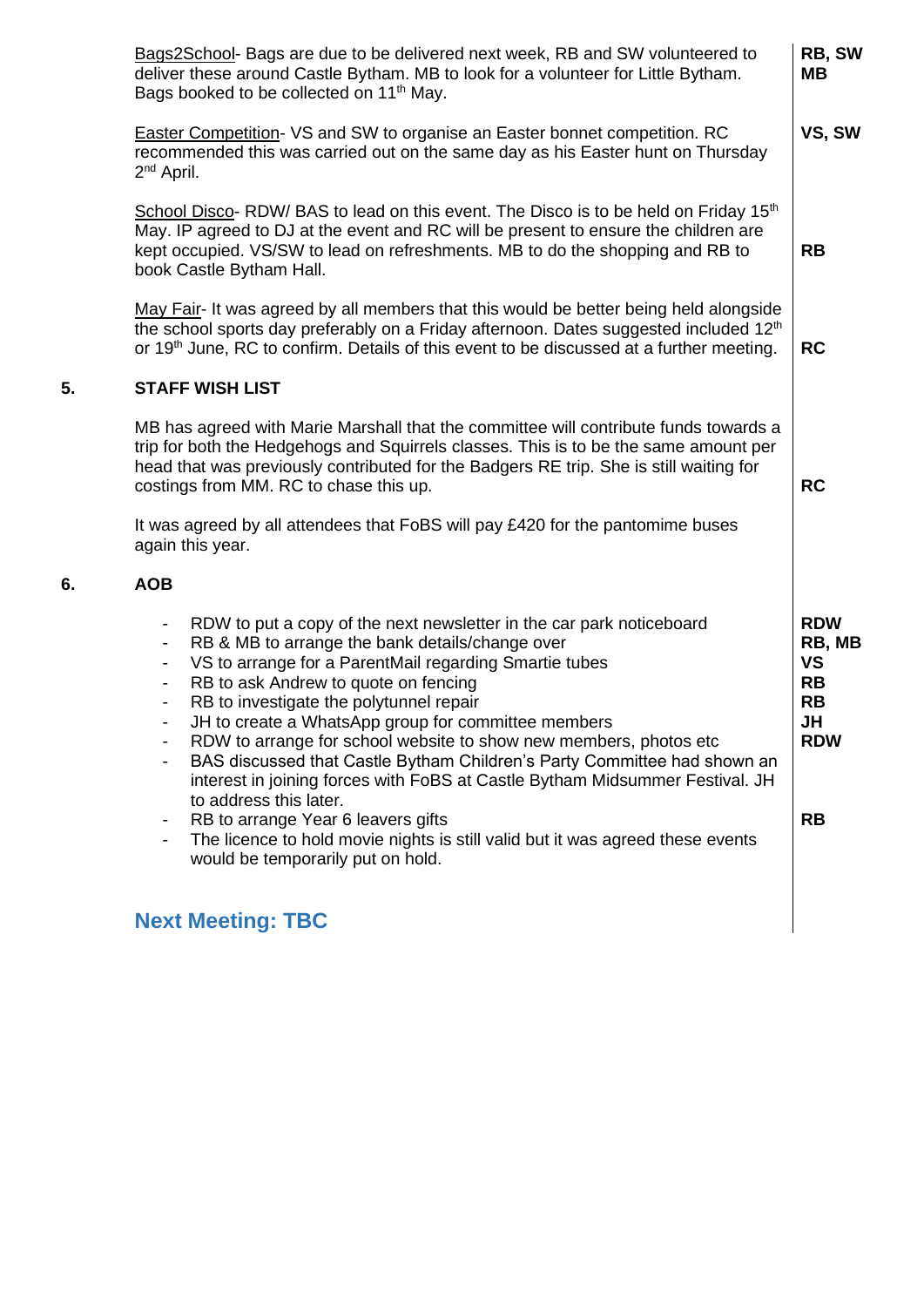| | |
|---|---|
| <u>Bags2School</u>- Bags are due to be delivered next week, RB and SW volunteered to deliver these around Castle Bytham. MB to look for a volunteer for Little Bytham. Bags booked to be collected on 11th May. | **RB, SW** **MB** |
| <u>Easter Competition</u>- VS and SW to organise an Easter bonnet competition. RC recommended this was carried out on the same day as his Easter hunt on Thursday 2nd April. | **VS, SW** |
| <u>School Disco</u>- RDW/ BAS to lead on this event. The Disco is to be held on Friday 15th May. IP agreed to DJ at the event and RC will be present to ensure the children are kept occupied. VS/SW to lead on refreshments. MB to do the shopping and RB to book Castle Bytham Hall. | **RB** |
| <u>May Fair</u>- It was agreed by all members that this would be better being held alongside the school sports day preferably on a Friday afternoon. Dates suggested included 12th or 19th June, RC to confirm. Details of this event to be discussed at a further meeting. | **RC** |

## 5. STAFF WISH LIST

| | |
|---|---|
| MB has agreed with Marie Marshall that the committee will contribute funds towards a trip for both the Hedgehogs and Squirrels classes. This is to be the same amount per head that was previously contributed for the Badgers RE trip. She is still waiting for costings from MM. RC to chase this up. | **RC** |
| It was agreed by all attendees that FoBS will pay £420 for the pantomime buses again this year. | |

## 6. AOB

| | |
|---|---|
| - RDW to put a copy of the next newsletter in the car park noticeboard | **RDW** |
| - RB & MB to arrange the bank details/change over | **RB, MB** |
| - VS to arrange for a ParentMail regarding Smartie tubes | **VS** |
| - RB to ask Andrew to quote on fencing | **RB** |
| - RB to investigate the polytunnel repair | **RB** |
| - JH to create a WhatsApp group for committee members | **JH** |
| - RDW to arrange for school website to show new members, photos etc | **RDW** |
| - BAS discussed that Castle Bytham Children's Party Committee had shown an interest in joining forces with FoBS at Castle Bytham Midsummer Festival. JH to address this later. | |
| - RB to arrange Year 6 leavers gifts | **RB** |
| - The licence to hold movie nights is still valid but it was agreed these events would be temporarily put on hold. | |

## Next Meeting: TBC